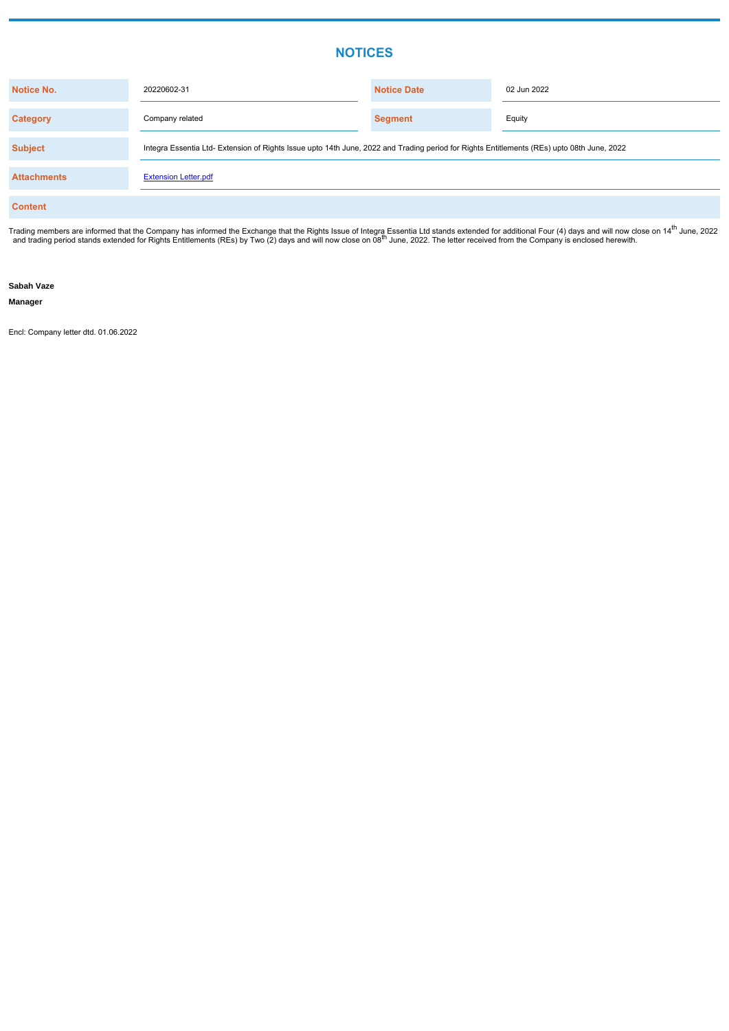# NOTICES

| Notice No. | 20220602-31 | Notice Date | 02 Jun 2022 |
|---|---|---|---|
| Category | Company related | Segment | Equity |
| Subject | Integra Essentia Ltd- Extension of Rights Issue upto 14th June, 2022 and Trading period for Rights Entitlements (REs) upto 08th June, 2022 | | |
| Attachments | Extension Letter.pdf | | |

**Content**

Trading members are informed that the Company has informed the Exchange that the Rights Issue of Integra Essentia Ltd stands extended for additional Four (4) days and will now close on 14th June, 2022 and trading period stands extended for Rights Entitlements (REs) by Two (2) days and will now close on 08th June, 2022. The letter received from the Company is enclosed herewith.

**Sabah Vaze**

**Manager**

Encl: Company letter dtd. 01.06.2022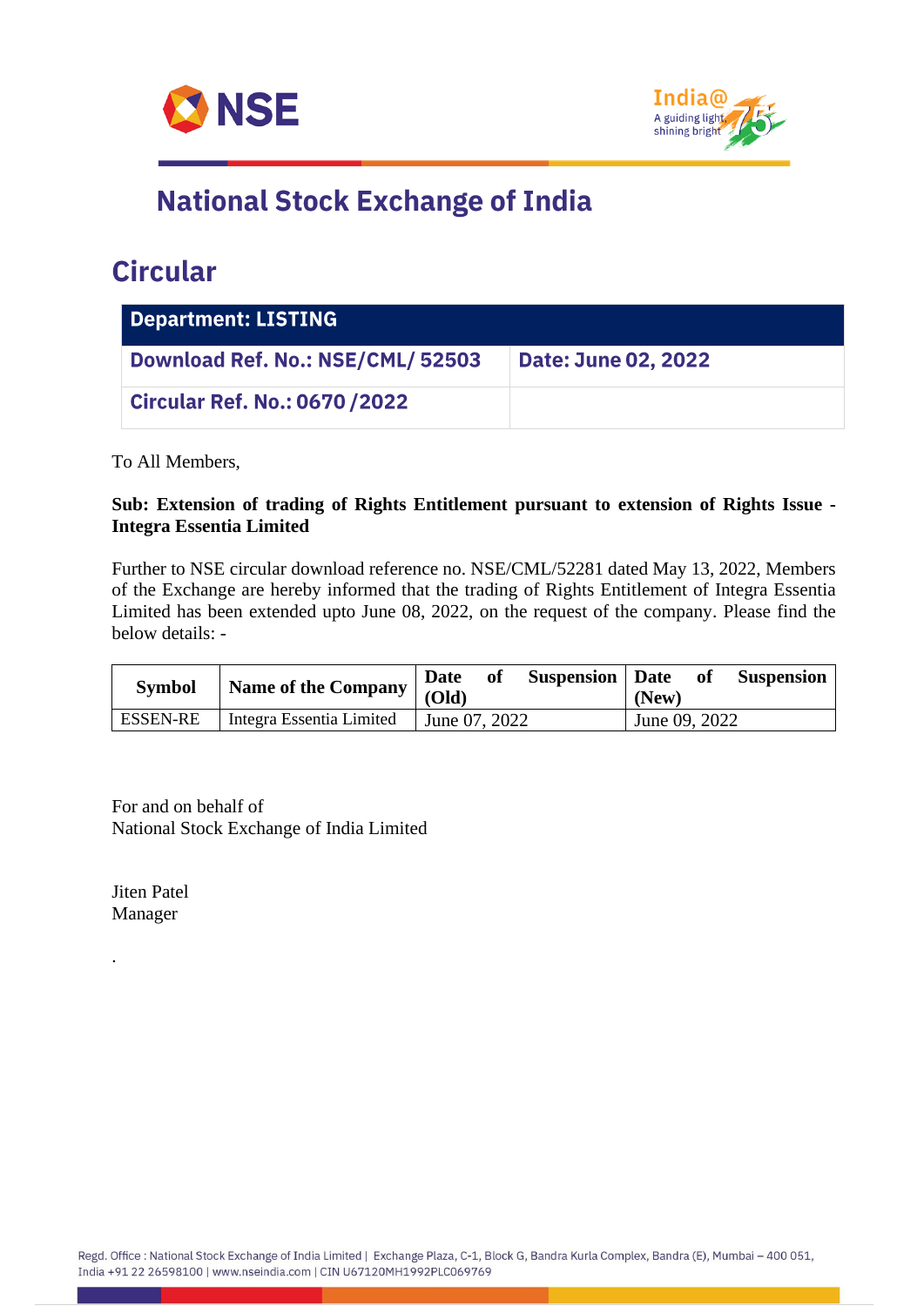# National Stock Exchange of India

## Circular

| Department: LISTING | |
|---|---|
| Download Ref. No.: NSE/CML/ 52503 | Date: June 02, 2022 |
| Circular Ref. No.: 0670 /2022 | |

To All Members,

**Sub: Extension of trading of Rights Entitlement pursuant to extension of Rights Issue - Integra Essentia Limited**

Further to NSE circular download reference no. NSE/CML/52281 dated May 13, 2022, Members of the Exchange are hereby informed that the trading of Rights Entitlement of Integra Essentia Limited has been extended upto June 08, 2022, on the request of the company. Please find the below details: -

| Symbol | Name of the Company | Date of Suspension (Old) | Date of Suspension (New) |
|---|---|---|---|
| ESSEN-RE | Integra Essentia Limited | June 07, 2022 | June 09, 2022 |

For and on behalf of
National Stock Exchange of India Limited

Jiten Patel
Manager

.